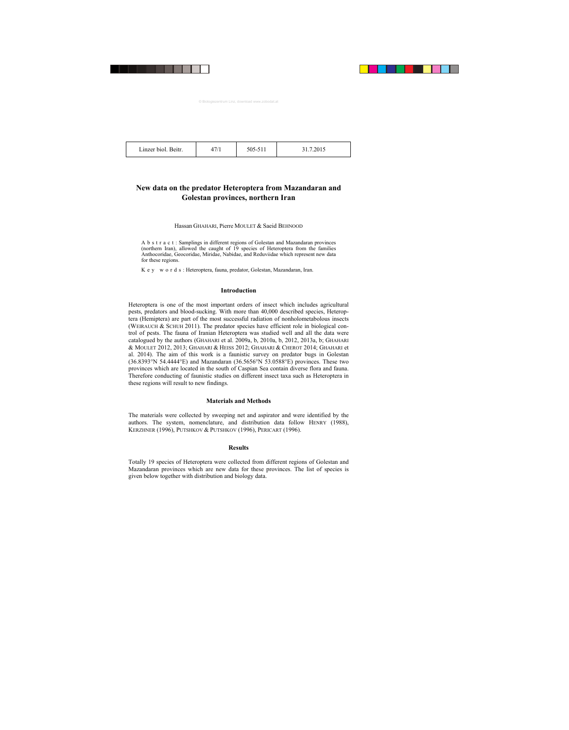# New data on the predator Heteroptera from Mazandaran and Golestan provinces, northern Iran

Hassan GHAHARI, Pierre MOULET & Saeid BEHNOOD

A b s t r a c t : Samplings in different regions of Golestan and Mazandaran provinces (northern Iran), allowed the caught of 19 species of Heteroptera from the families Anthocoridae, Geocoridae, Miridae, Nabidae, and Reduviidae which represent new data for these regions.

K e y w o r d s : Heteroptera, fauna, predator, Golestan, Mazandaran, Iran.

## Introduction

Heteroptera is one of the most important orders of insect which includes agricultural pests, predators and blood-sucking. With more than 40,000 described species, Heteroptera (Hemiptera) are part of the most successful radiation of nonholometabolous insects (WEIRAUCH & SCHUH 2011). The predator species have efficient role in biological control of pests. The fauna of Iranian Heteroptera was studied well and all the data were catalogued by the authors (GHAHARI et al. 2009a, b, 2010a, b, 2012, 2013a, b; GHAHARI & MOULET 2012, 2013; GHAHARI & HEISS 2012; GHAHARI & CHEROT 2014; GHAHARI et al. 2014). The aim of this work is a faunistic survey on predator bugs in Golestan (36.8393°N 54.4444°E) and Mazandaran (36.5656°N 53.0588°E) provinces. These two provinces which are located in the south of Caspian Sea contain diverse flora and fauna. Therefore conducting of faunistic studies on different insect taxa such as Heteroptera in these regions will result to new findings.

## Materials and Methods

The materials were collected by sweeping net and aspirator and were identified by the authors. The system, nomenclature, and distribution data follow HENRY (1988), KERZHNER (1996), PUTSHKOV & PUTSHKOV (1996), PERICART (1996).

## Results

Totally 19 species of Heteroptera were collected from different regions of Golestan and Mazandaran provinces which are new data for these provinces. The list of species is given below together with distribution and biology data.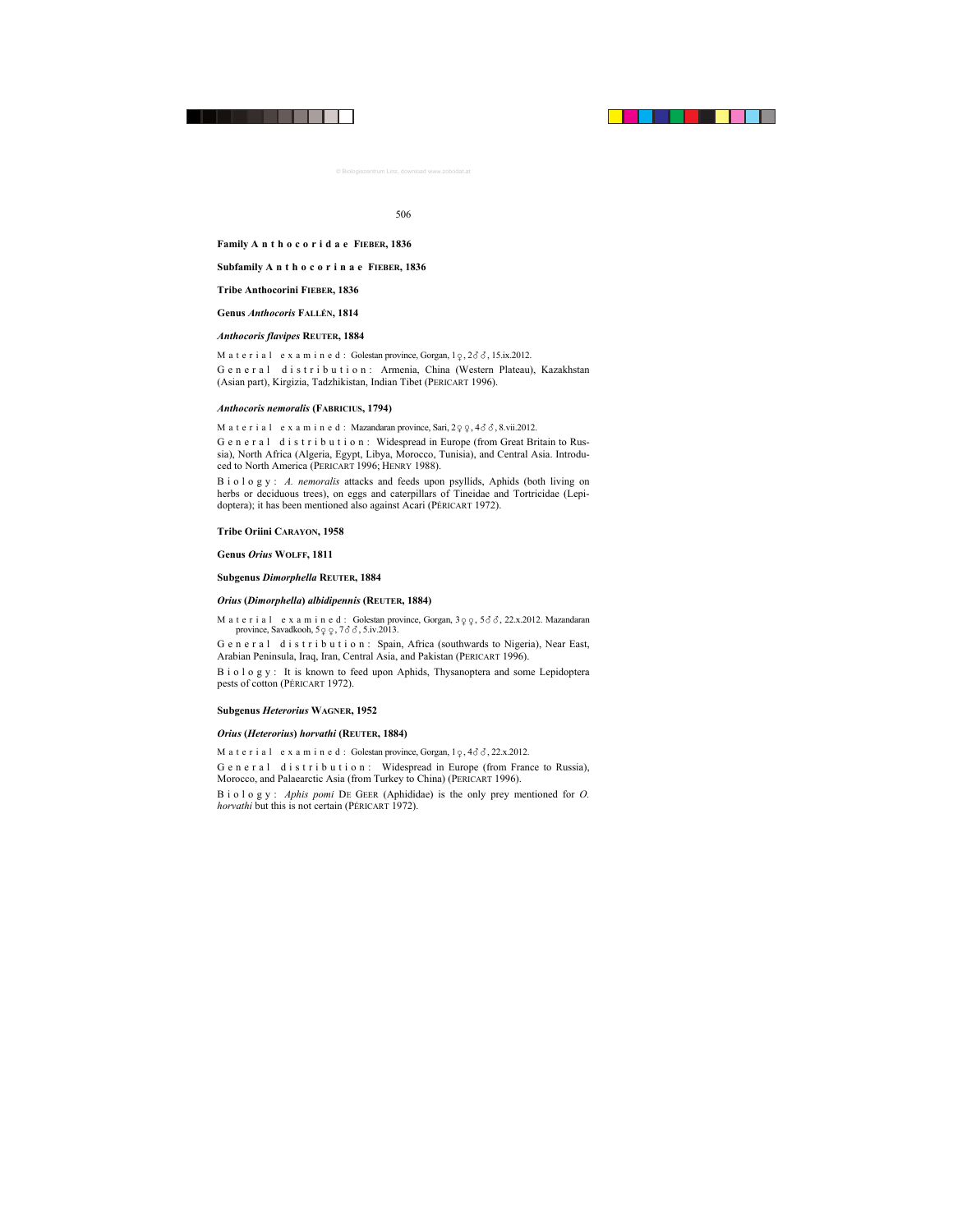**Family A n t h o c o r i d a e FIEBER, 1836**

**Subfamily A n t h o c o r i n a e FIEBER, 1836**

**Tribe Anthocorini FIEBER, 1836**

**Genus *Anthocoris* FALLÉN, 1814**

***Anthocoris flavipes* REUTER, 1884**

M a t e r i a l e x a m i n e d : Golestan province, Gorgan, 1♀, 2♂♂, 15.ix.2012.

G e n e r a l d i s t r i b u t i o n : Armenia, China (Western Plateau), Kazakhstan (Asian part), Kirgizia, Tadzhikistan, Indian Tibet (PERICART 1996).

***Anthocoris nemoralis* (FABRICIUS, 1794)**

M a t e r i a l e x a m i n e d : Mazandaran province, Sari, 2♀♀, 4♂♂, 8.vii.2012.

G e n e r a l d i s t r i b u t i o n : Widespread in Europe (from Great Britain to Russia), North Africa (Algeria, Egypt, Libya, Morocco, Tunisia), and Central Asia. Introduced to North America (PERICART 1996; HENRY 1988).

B i o l o g y : *A. nemoralis* attacks and feeds upon psyllids, Aphids (both living on herbs or deciduous trees), on eggs and caterpillars of Tineidae and Tortricidae (Lepidoptera); it has been mentioned also against Acari (PÉRICART 1972).

**Tribe Oriini CARAYON, 1958**

**Genus *Orius* WOLFF, 1811**

**Subgenus *Dimorphella* REUTER, 1884**

***Orius* (*Dimorphella*) *albidipennis* (REUTER, 1884)**

M a t e r i a l e x a m i n e d : Golestan province, Gorgan, 3♀♀, 5♂♂, 22.x.2012. Mazandaran province, Savadkooh, 5♀♀, 7♂♂, 5.iv.2013.

G e n e r a l d i s t r i b u t i o n : Spain, Africa (southwards to Nigeria), Near East, Arabian Peninsula, Iraq, Iran, Central Asia, and Pakistan (PERICART 1996).

B i o l o g y : It is known to feed upon Aphids, Thysanoptera and some Lepidoptera pests of cotton (PÉRICART 1972).

**Subgenus *Heterorius* WAGNER, 1952**

***Orius* (*Heterorius*) *horvathi* (REUTER, 1884)**

M a t e r i a l e x a m i n e d : Golestan province, Gorgan, 1♀, 4♂♂, 22.x.2012.

G e n e r a l d i s t r i b u t i o n : Widespread in Europe (from France to Russia), Morocco, and Palaearctic Asia (from Turkey to China) (PERICART 1996).

B i o l o g y : *Aphis pomi* DE GEER (Aphididae) is the only prey mentioned for *O. horvathi* but this is not certain (PÉRICART 1972).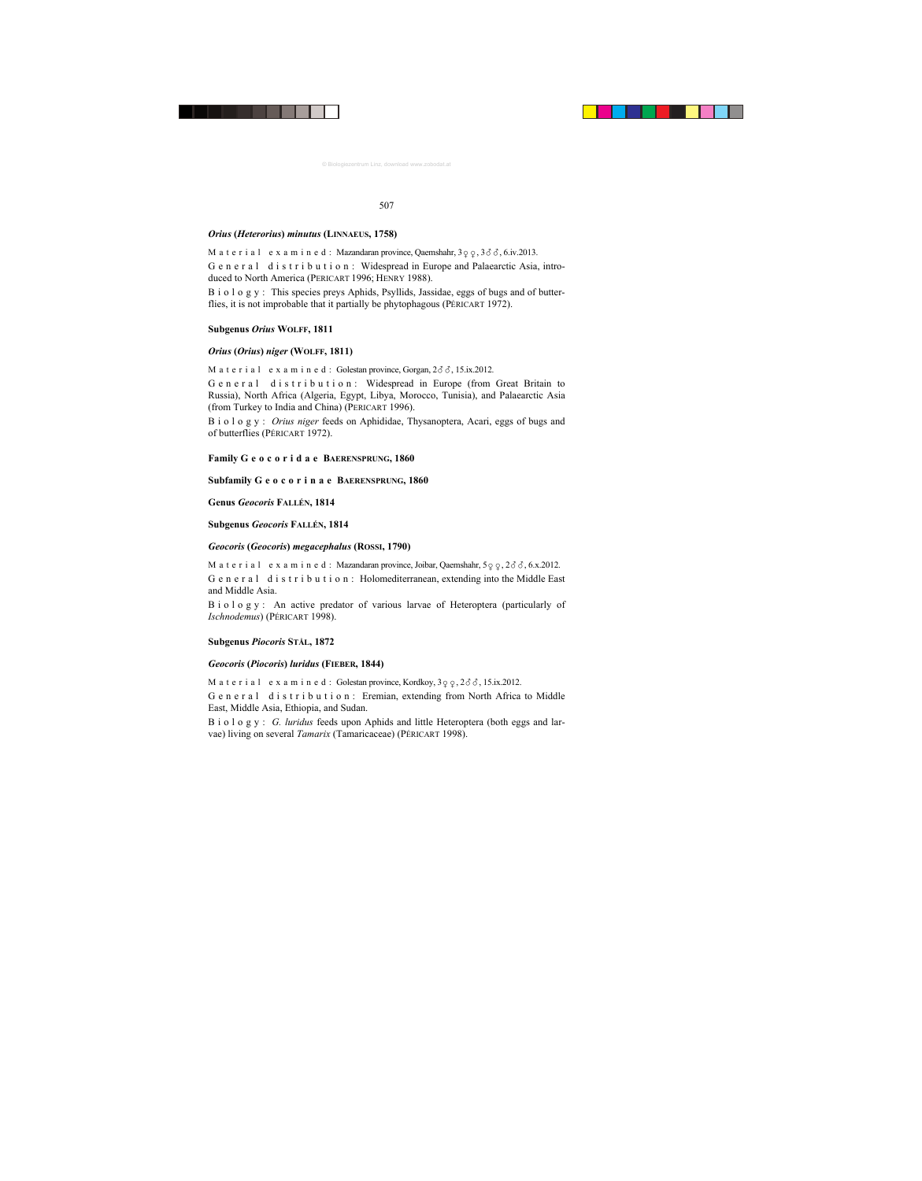### *Orius* (*Heterorius*) *minutus* (LINNAEUS, 1758)

Material examined: Mazandaran province, Qaemshahr, 3♀♀, 3♂♂, 6.iv.2013.

General distribution: Widespread in Europe and Palaearctic Asia, introduced to North America (PERICART 1996; HENRY 1988).

Biology: This species preys Aphids, Psyllids, Jassidae, eggs of bugs and of butterflies, it is not improbable that it partially be phytophagous (PÉRICART 1972).

### Subgenus *Orius* WOLFF, 1811

### *Orius* (*Orius*) *niger* (WOLFF, 1811)

Material examined: Golestan province, Gorgan, 2♂♂, 15.ix.2012.

General distribution: Widespread in Europe (from Great Britain to Russia), North Africa (Algeria, Egypt, Libya, Morocco, Tunisia), and Palaearctic Asia (from Turkey to India and China) (PERICART 1996).

Biology: *Orius niger* feeds on Aphididae, Thysanoptera, Acari, eggs of bugs and of butterflies (PÉRICART 1972).

### Family Geocoridae BAERENSPRUNG, 1860

### Subfamily Geocorinae BAERENSPRUNG, 1860

### Genus *Geocoris* FALLÉN, 1814

### Subgenus *Geocoris* FALLÉN, 1814

### *Geocoris* (*Geocoris*) *megacephalus* (ROSSI, 1790)

Material examined: Mazandaran province, Joibar, Qaemshahr, 5♀♀, 2♂♂, 6.x.2012.

General distribution: Holomediterranean, extending into the Middle East and Middle Asia.

Biology: An active predator of various larvae of Heteroptera (particularly of *Ischnodemus*) (PÉRICART 1998).

### Subgenus *Piocoris* STÅL, 1872

### *Geocoris* (*Piocoris*) *luridus* (FIEBER, 1844)

Material examined: Golestan province, Kordkoy, 3♀♀, 2♂♂, 15.ix.2012.

General distribution: Eremian, extending from North Africa to Middle East, Middle Asia, Ethiopia, and Sudan.

Biology: *G. luridus* feeds upon Aphids and little Heteroptera (both eggs and larvae) living on several *Tamarix* (Tamaricaceae) (PÉRICART 1998).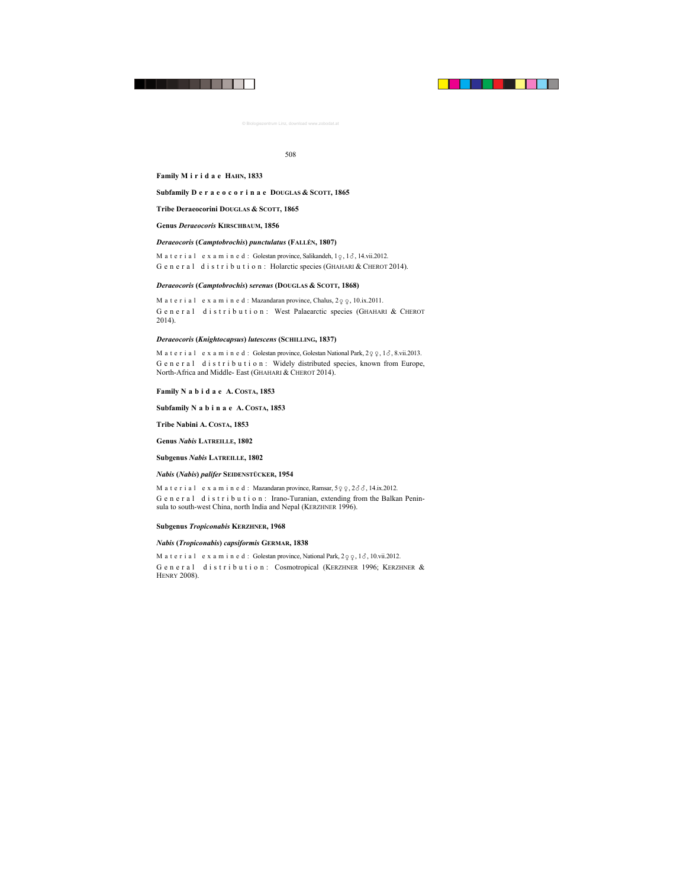**Family Miridae HAHN, 1833**

**Subfamily Deraeocorinae DOUGLAS & SCOTT, 1865**

**Tribe Deraeocorini DOUGLAS & SCOTT, 1865**

**Genus *Deraeocoris* KIRSCHBAUM, 1856**

***Deraeocoris* (*Camptobrochis*) *punctulatus* (FALLÉN, 1807)**

Material examined: Golestan province, Salikandeh, 1♀, 1♂, 14.vii.2012.
General distribution: Holarctic species (GHAHARI & CHEROT 2014).

***Deraeocoris* (*Camptobrochis*) *serenus* (DOUGLAS & SCOTT, 1868)**

Material examined: Mazandaran province, Chalus, 2♀♀, 10.ix.2011.
General distribution: West Palaearctic species (GHAHARI & CHEROT 2014).

***Deraeocoris* (*Knightocapsus*) *lutescens* (SCHILLING, 1837)**

Material examined: Golestan province, Golestan National Park, 2♀♀, 1♂, 8.vii.2013.
General distribution: Widely distributed species, known from Europe, North-Africa and Middle- East (GHAHARI & CHEROT 2014).

**Family Nabidae A. COSTA, 1853**

**Subfamily Nabinae A. COSTA, 1853**

**Tribe Nabini A. COSTA, 1853**

**Genus *Nabis* LATREILLE, 1802**

**Subgenus *Nabis* LATREILLE, 1802**

***Nabis* (*Nabis*) *palifer* SEIDENSTÜCKER, 1954**

Material examined: Mazandaran province, Ramsar, 5♀♀, 2♂♂, 14.ix.2012.
General distribution: Irano-Turanian, extending from the Balkan Peninsula to south-west China, north India and Nepal (KERZHNER 1996).

**Subgenus *Tropiconabis* KERZHNER, 1968**

***Nabis* (*Tropiconabis*) *capsiformis* GERMAR, 1838**

Material examined: Golestan province, National Park, 2♀♀, 1♂, 10.vii.2012.
General distribution: Cosmotropical (KERZHNER 1996; KERZHNER & HENRY 2008).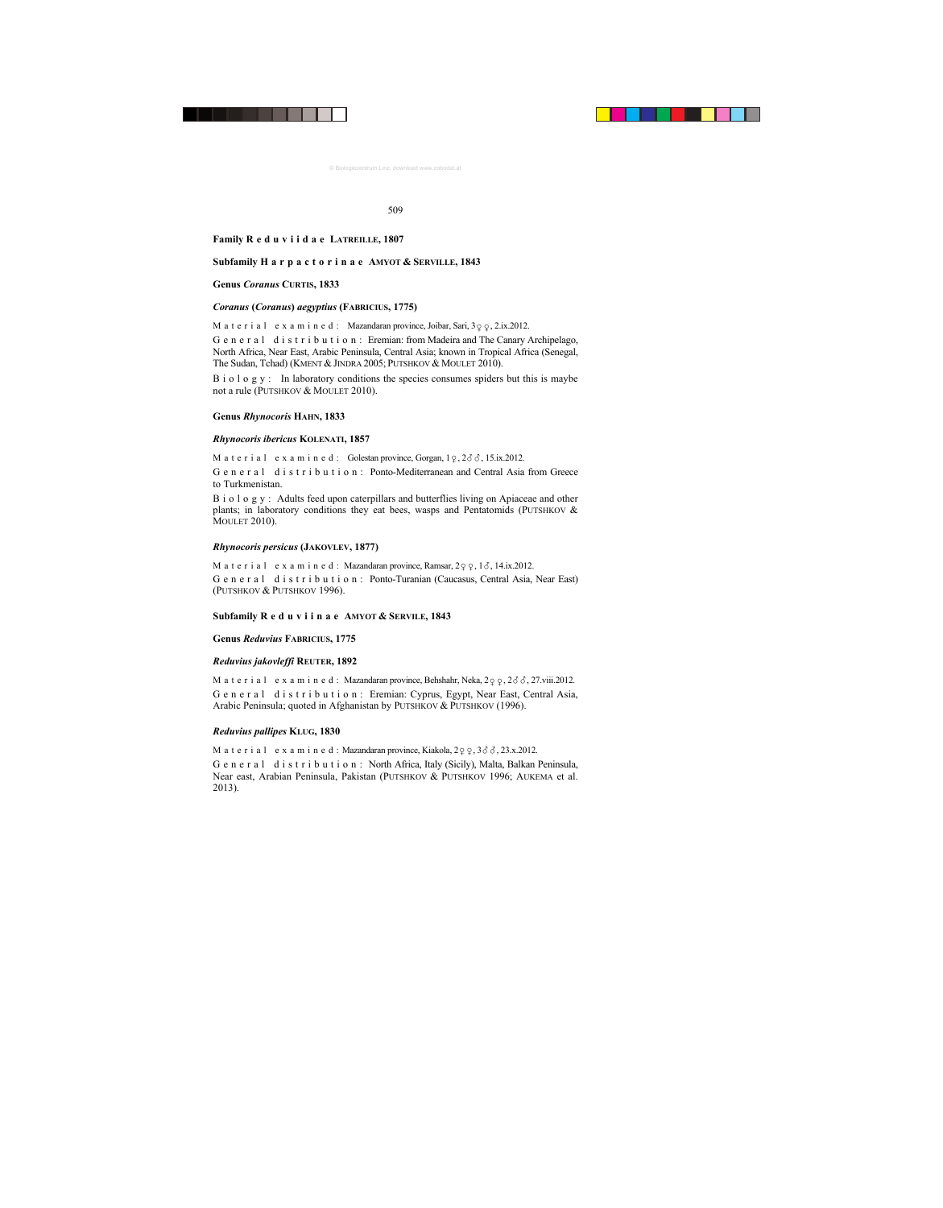### Family R e d u v i i d a e LATREILLE, 1807

### Subfamily H a r p a c t o r i n a e AMYOT & SERVILLE, 1843

#### Genus *Coranus* CURTIS, 1833

##### *Coranus* (*Coranus*) *aegyptius* (FABRICIUS, 1775)

M a t e r i a l e x a m i n e d : Mazandaran province, Joibar, Sari, 3♀♀, 2.ix.2012.

G e n e r a l d i s t r i b u t i o n : Eremian: from Madeira and The Canary Archipelago, North Africa, Near East, Arabic Peninsula, Central Asia; known in Tropical Africa (Senegal, The Sudan, Tchad) (KMENT & JINDRA 2005; PUTSHKOV & MOULET 2010).

B i o l o g y : In laboratory conditions the species consumes spiders but this is maybe not a rule (PUTSHKOV & MOULET 2010).

#### Genus *Rhynocoris* HAHN, 1833

##### *Rhynocoris ibericus* KOLENATI, 1857

M a t e r i a l e x a m i n e d : Golestan province, Gorgan, 1♀, 2♂♂, 15.ix.2012.

G e n e r a l d i s t r i b u t i o n : Ponto-Mediterranean and Central Asia from Greece to Turkmenistan.

B i o l o g y : Adults feed upon caterpillars and butterflies living on Apiaceae and other plants; in laboratory conditions they eat bees, wasps and Pentatomids (PUTSHKOV & MOULET 2010).

##### *Rhynocoris persicus* (JAKOVLEV, 1877)

M a t e r i a l e x a m i n e d : Mazandaran province, Ramsar, 2♀♀, 1♂, 14.ix.2012.

G e n e r a l d i s t r i b u t i o n : Ponto-Turanian (Caucasus, Central Asia, Near East) (PUTSHKOV & PUTSHKOV 1996).

### Subfamily R e d u v i i n a e AMYOT & SERVILE, 1843

#### Genus *Reduvius* FABRICIUS, 1775

##### *Reduvius jakovleffi* REUTER, 1892

M a t e r i a l e x a m i n e d : Mazandaran province, Behshahr, Neka, 2♀♀, 2♂♂, 27.viii.2012.

G e n e r a l d i s t r i b u t i o n : Eremian: Cyprus, Egypt, Near East, Central Asia, Arabic Peninsula; quoted in Afghanistan by PUTSHKOV & PUTSHKOV (1996).

##### *Reduvius pallipes* KLUG, 1830

M a t e r i a l e x a m i n e d : Mazandaran province, Kiakola, 2♀♀, 3♂♂, 23.x.2012.

G e n e r a l d i s t r i b u t i o n : North Africa, Italy (Sicily), Malta, Balkan Peninsula, Near east, Arabian Peninsula, Pakistan (PUTSHKOV & PUTSHKOV 1996; AUKEMA et al. 2013).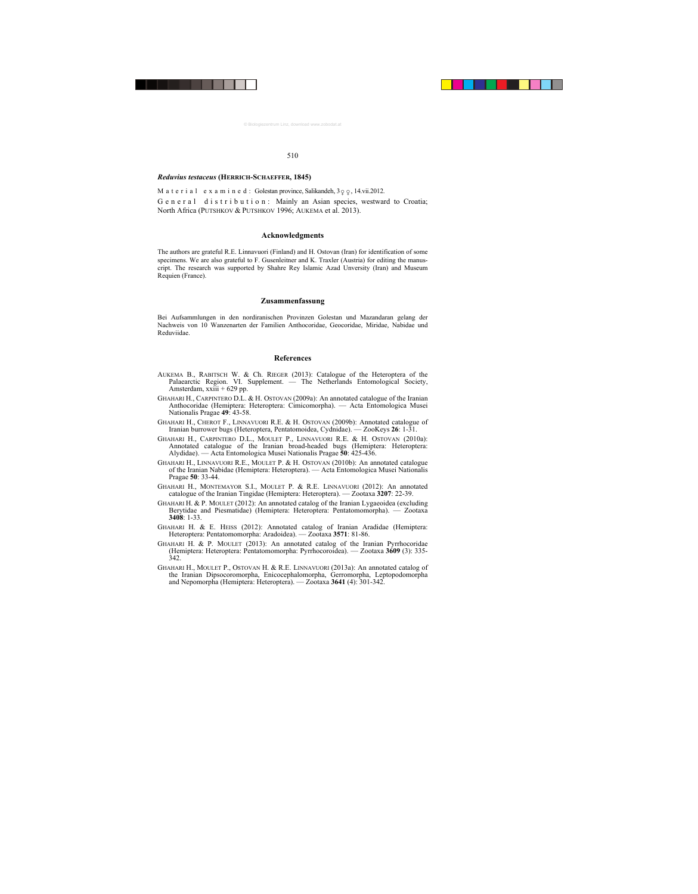### *Reduvius testaceus* (HERRICH-SCHAEFFER, 1845)

Material examined: Golestan province, Salikandeh, 3♀♀, 14.vii.2012.

General distribution: Mainly an Asian species, westward to Croatia; North Africa (PUTSHKOV & PUTSHKOV 1996; AUKEMA et al. 2013).

## Acknowledgments

The authors are grateful R.E. Linnavuori (Finland) and H. Ostovan (Iran) for identification of some specimens. We are also grateful to F. Gusenleitner and K. Traxler (Austria) for editing the manuscript. The research was supported by Shahre Rey Islamic Azad Unversity (Iran) and Museum Requien (France).

## Zusammenfassung

Bei Aufsammlungen in den nordiranischen Provinzen Golestan und Mazandaran gelang der Nachweis von 10 Wanzenarten der Familien Anthocoridae, Geocoridae, Miridae, Nabidae und Reduviidae.

## References

AUKEMA B., RABITSCH W. & Ch. RIEGER (2013): Catalogue of the Heteroptera of the Palaearctic Region. VI. Supplement. — The Netherlands Entomological Society, Amsterdam, xxiii + 629 pp.

GHAHARI H., CARPINTERO D.L. & H. OSTOVAN (2009a): An annotated catalogue of the Iranian Anthocoridae (Hemiptera: Heteroptera: Cimicomorpha). — Acta Entomologica Musei Nationalis Pragae **49**: 43-58.

GHAHARI H., CHEROT F., LINNAVUORI R.E. & H. OSTOVAN (2009b): Annotated catalogue of Iranian burrower bugs (Heteroptera, Pentatomoidea, Cydnidae). — ZooKeys **26**: 1-31.

GHAHARI H., CARPINTERO D.L., MOULET P., LINNAVUORI R.E. & H. OSTOVAN (2010a): Annotated catalogue of the Iranian broad-headed bugs (Hemiptera: Heteroptera: Alydidae). — Acta Entomologica Musei Nationalis Pragae **50**: 425-436.

GHAHARI H., LINNAVUORI R.E., MOULET P. & H. OSTOVAN (2010b): An annotated catalogue of the Iranian Nabidae (Hemiptera: Heteroptera). — Acta Entomologica Musei Nationalis Pragae **50**: 33-44.

GHAHARI H., MONTEMAYOR S.I., MOULET P. & R.E. LINNAVUORI (2012): An annotated catalogue of the Iranian Tingidae (Hemiptera: Heteroptera). — Zootaxa **3207**: 22-39.

GHAHARI H. & P. MOULET (2012): An annotated catalog of the Iranian Lygaeoidea (excluding Berytidae and Piesmatidae) (Hemiptera: Heteroptera: Pentatomomorpha). — Zootaxa **3408**: 1-33.

GHAHARI H. & E. HEISS (2012): Annotated catalog of Iranian Aradidae (Hemiptera: Heteroptera: Pentatomomorpha: Aradoidea). — Zootaxa **3571**: 81-86.

GHAHARI H. & P. MOULET (2013): An annotated catalog of the Iranian Pyrrhocoridae (Hemiptera: Heteroptera: Pentatomomorpha: Pyrrhocoroidea). — Zootaxa **3609** (3): 335-342.

GHAHARI H., MOULET P., OSTOVAN H. & R.E. LINNAVUORI (2013a): An annotated catalog of the Iranian Dipsocoromorpha, Enicocephalomorpha, Gerromorpha, Leptopodomorpha and Nepomorpha (Hemiptera: Heteroptera). — Zootaxa **3641** (4): 301-342.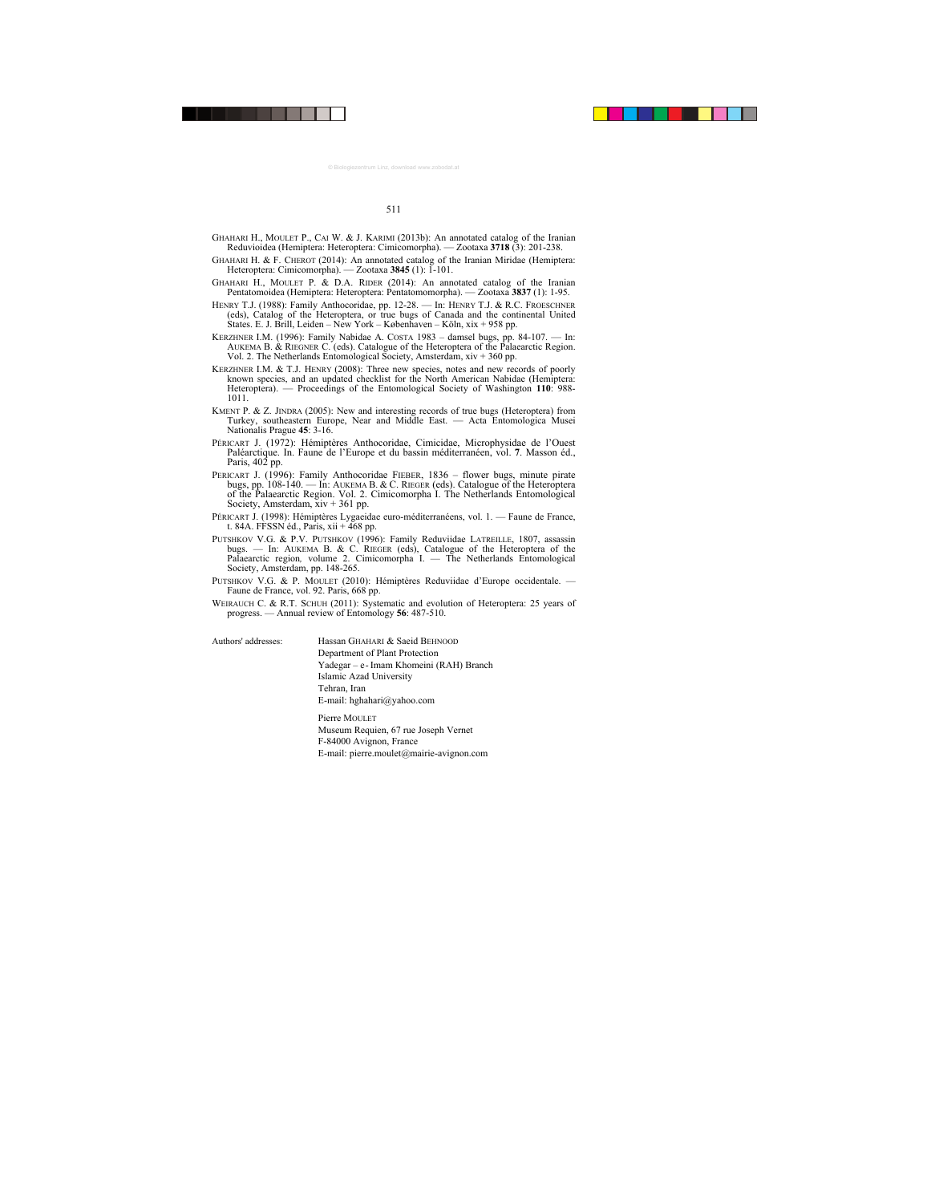GHAHARI H., MOULET P., CAI W. & J. KARIMI (2013b): An annotated catalog of the Iranian Reduvioidea (Hemiptera: Heteroptera: Cimicomorpha). — Zootaxa **3718** (3): 201-238.

GHAHARI H. & F. CHEROT (2014): An annotated catalog of the Iranian Miridae (Hemiptera: Heteroptera: Cimicomorpha). — Zootaxa **3845** (1): 1-101.

GHAHARI H., MOULET P. & D.A. RIDER (2014): An annotated catalog of the Iranian Pentatomoidea (Hemiptera: Heteroptera: Pentatomomorpha). — Zootaxa **3837** (1): 1-95.

HENRY T.J. (1988): Family Anthocoridae, pp. 12-28. — In: HENRY T.J. & R.C. FROESCHNER (eds), Catalog of the Heteroptera, or true bugs of Canada and the continental United States. E. J. Brill, Leiden – New York – København – Köln, xix + 958 pp.

KERZHNER I.M. (1996): Family Nabidae A. COSTA 1983 – damsel bugs, pp. 84-107. — In: AUKEMA B. & RIEGNER C. (eds). Catalogue of the Heteroptera of the Palaearctic Region. Vol. 2. The Netherlands Entomological Society, Amsterdam, xiv + 360 pp.

KERZHNER I.M. & T.J. HENRY (2008): Three new species, notes and new records of poorly known species, and an updated checklist for the North American Nabidae (Hemiptera: Heteroptera). — Proceedings of the Entomological Society of Washington **110**: 988-1011.

KMENT P. & Z. JINDRA (2005): New and interesting records of true bugs (Heteroptera) from Turkey, southeastern Europe, Near and Middle East. — Acta Entomologica Musei Nationalis Prague **45**: 3-16.

PÉRICART J. (1972): Hémiptères Anthocoridae, Cimicidae, Microphysidae de l'Ouest Paléarctique. In. Faune de l'Europe et du bassin méditerranéen, vol. **7**. Masson éd., Paris, 402 pp.

PERICART J. (1996): Family Anthocoridae FIEBER, 1836 – flower bugs, minute pirate bugs, pp. 108-140. — In: AUKEMA B. & C. RIEGER (eds). Catalogue of the Heteroptera of the Palaearctic Region. Vol. 2. Cimicomorpha I. The Netherlands Entomological Society, Amsterdam, xiv + 361 pp.

PÉRICART J. (1998): Hémiptères Lygaeidae euro-méditerranéens, vol. 1. — Faune de France, t. 84A. FFSSN éd., Paris, xii + 468 pp.

PUTSHKOV V.G. & P.V. PUTSHKOV (1996): Family Reduviidae LATREILLE, 1807, assassin bugs. — In: AUKEMA B. & C. RIEGER (eds), Catalogue of the Heteroptera of the Palaearctic region, volume 2. Cimicomorpha I. — The Netherlands Entomological Society, Amsterdam, pp. 148-265.

PUTSHKOV V.G. & P. MOULET (2010): Hémiptères Reduviidae d'Europe occidentale. — Faune de France, vol. 92. Paris, 668 pp.

WEIRAUCH C. & R.T. SCHUH (2011): Systematic and evolution of Heteroptera: 25 years of progress. — Annual review of Entomology **56**: 487-510.

Authors' addresses:

Hassan GHAHARI & Saeid BEHNOOD
Department of Plant Protection
Yadegar – e - Imam Khomeini (RAH) Branch
Islamic Azad University
Tehran, Iran
E-mail: hghahari@yahoo.com

Pierre MOULET
Museum Requien, 67 rue Joseph Vernet
F-84000 Avignon, France
E-mail: pierre.moulet@mairie-avignon.com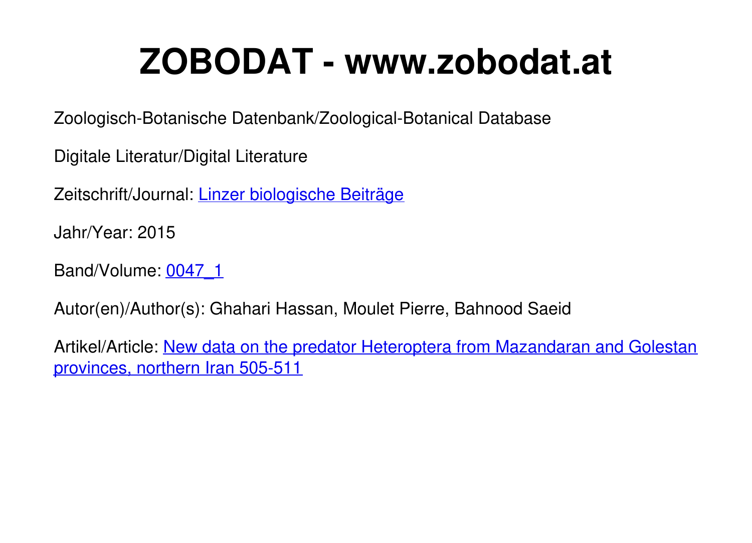# ZOBODAT - www.zobodat.at

Zoologisch-Botanische Datenbank/Zoological-Botanical Database

Digitale Literatur/Digital Literature

Zeitschrift/Journal: Linzer biologische Beiträge

Jahr/Year: 2015

Band/Volume: 0047_1

Autor(en)/Author(s): Ghahari Hassan, Moulet Pierre, Bahnood Saeid

Artikel/Article: New data on the predator Heteroptera from Mazandaran and Golestan provinces, northern Iran 505-511